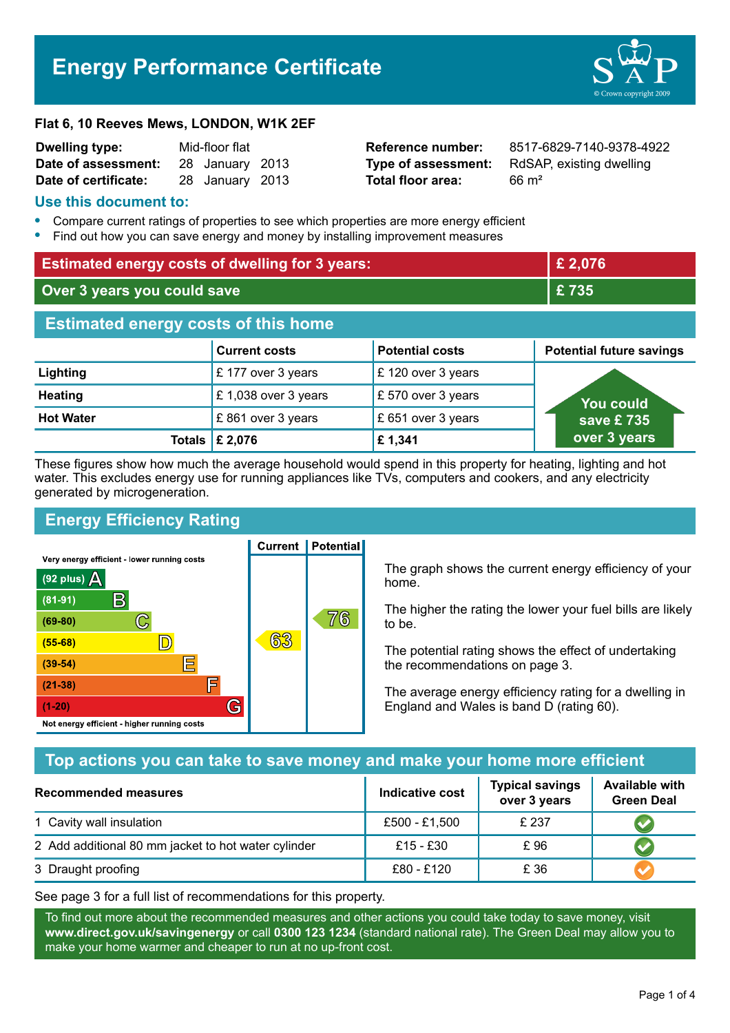# Energy Performance Certificate

**Flat 6, 10 Reeves Mews, LONDON, W1K 2EF**

| | | | |
|---|---|---|---|
| **Dwelling type:** | Mid-floor flat | **Reference number:** | 8517-6829-7140-9378-4922 |
| **Date of assessment:** | 28 January 2013 | **Type of assessment:** | RdSAP, existing dwelling |
| **Date of certificate:** | 28 January 2013 | **Total floor area:** | 66 m² |

## Use this document to:

- Compare current ratings of properties to see which properties are more energy efficient
- Find out how you can save energy and money by installing improvement measures

| | |
|---|---|
| **Estimated energy costs of dwelling for 3 years:** | **£ 2,076** |
| **Over 3 years you could save** | **£ 735** |

## Estimated energy costs of this home

| | Current costs | Potential costs | Potential future savings |
|---|---|---|---|
| **Lighting** | £ 177 over 3 years | £ 120 over 3 years | You could save £ 735 over 3 years |
| **Heating** | £ 1,038 over 3 years | £ 570 over 3 years | |
| **Hot Water** | £ 861 over 3 years | £ 651 over 3 years | |
| **Totals** | **£ 2,076** | **£ 1,341** | |

These figures show how much the average household would spend in this property for heating, lighting and hot water. This excludes energy use for running appliances like TVs, computers and cookers, and any electricity generated by microgeneration.

## Energy Efficiency Rating

| Rating band | Current | Potential |
|---|---|---|
| Very energy efficient - lower running costs | | |
| (92 plus) A | | |
| (81-91) B | | |
| (69-80) C | | 76 |
| (55-68) D | 63 | |
| (39-54) E | | |
| (21-38) F | | |
| (1-20) G | | |
| Not energy efficient - higher running costs | | |

The graph shows the current energy efficiency of your home.

The higher the rating the lower your fuel bills are likely to be.

The potential rating shows the effect of undertaking the recommendations on page 3.

The average energy efficiency rating for a dwelling in England and Wales is band D (rating 60).

## Top actions you can take to save money and make your home more efficient

| Recommended measures | Indicative cost | Typical savings over 3 years | Available with Green Deal |
|---|---|---|---|
| 1 Cavity wall insulation | £500 - £1,500 | £ 237 | ✔ |
| 2 Add additional 80 mm jacket to hot water cylinder | £15 - £30 | £ 96 | ✔ |
| 3 Draught proofing | £80 - £120 | £ 36 | ✔ |

See page 3 for a full list of recommendations for this property.

To find out more about the recommended measures and other actions you could take today to save money, visit **www.direct.gov.uk/savingenergy** or call **0300 123 1234** (standard national rate). The Green Deal may allow you to make your home warmer and cheaper to run at no up-front cost.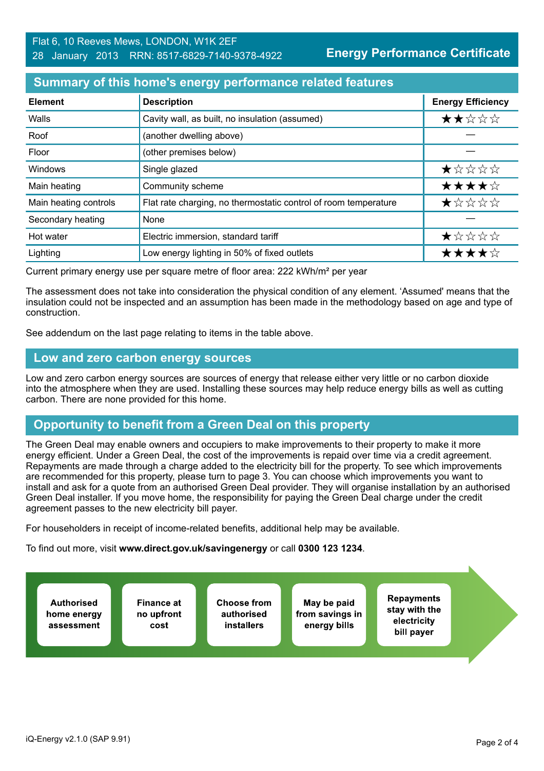Flat 6, 10 Reeves Mews, LONDON, W1K 2EF
28 January 2013 RRN: 8517-6829-7140-9378-4922

**Energy Performance Certificate**

## Summary of this home's energy performance related features

| Element | Description | Energy Efficiency |
|---|---|---|
| Walls | Cavity wall, as built, no insulation (assumed) | ★★☆☆☆ |
| Roof | (another dwelling above) | — |
| Floor | (other premises below) | — |
| Windows | Single glazed | ★☆☆☆☆ |
| Main heating | Community scheme | ★★★★☆ |
| Main heating controls | Flat rate charging, no thermostatic control of room temperature | ★☆☆☆☆ |
| Secondary heating | None | — |
| Hot water | Electric immersion, standard tariff | ★☆☆☆☆ |
| Lighting | Low energy lighting in 50% of fixed outlets | ★★★★☆ |

Current primary energy use per square metre of floor area: 222 kWh/m² per year

The assessment does not take into consideration the physical condition of any element. 'Assumed' means that the insulation could not be inspected and an assumption has been made in the methodology based on age and type of construction.

See addendum on the last page relating to items in the table above.

## Low and zero carbon energy sources

Low and zero carbon energy sources are sources of energy that release either very little or no carbon dioxide into the atmosphere when they are used. Installing these sources may help reduce energy bills as well as cutting carbon. There are none provided for this home.

## Opportunity to benefit from a Green Deal on this property

The Green Deal may enable owners and occupiers to make improvements to their property to make it more energy efficient. Under a Green Deal, the cost of the improvements is repaid over time via a credit agreement. Repayments are made through a charge added to the electricity bill for the property. To see which improvements are recommended for this property, please turn to page 3. You can choose which improvements you want to install and ask for a quote from an authorised Green Deal provider. They will organise installation by an authorised Green Deal installer. If you move home, the responsibility for paying the Green Deal charge under the credit agreement passes to the new electricity bill payer.

For householders in receipt of income-related benefits, additional help may be available.

To find out more, visit **www.direct.gov.uk/savingenergy** or call **0300 123 1234**.

- **Authorised home energy assessment**
- **Finance at no upfront cost**
- **Choose from authorised installers**
- **May be paid from savings in energy bills**
- **Repayments stay with the electricity bill payer**

iQ-Energy v2.1.0 (SAP 9.91)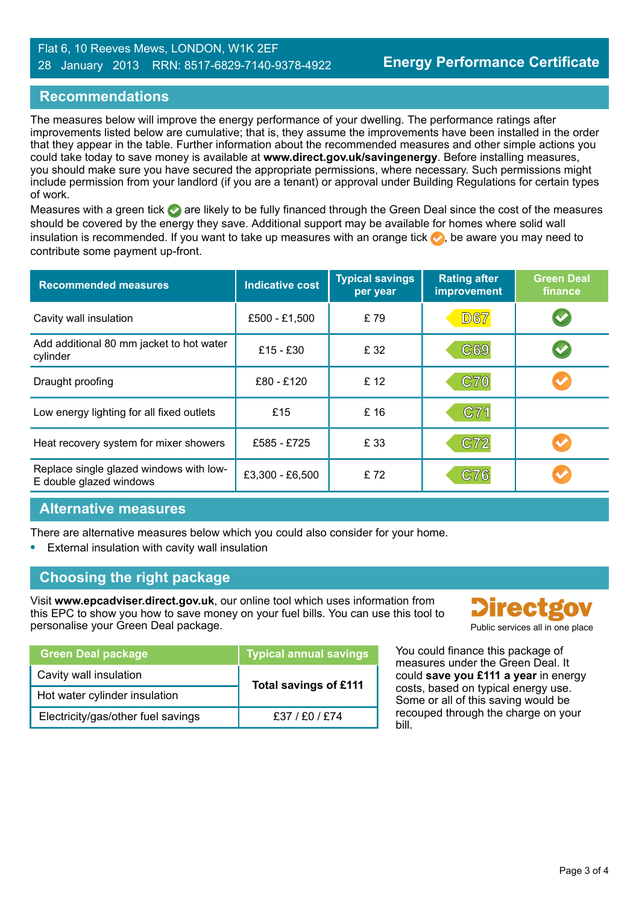Flat 6, 10 Reeves Mews, LONDON, W1K 2EF
28 January 2013 RRN: 8517-6829-7140-9378-4922

# Energy Performance Certificate

## Recommendations

The measures below will improve the energy performance of your dwelling. The performance ratings after improvements listed below are cumulative; that is, they assume the improvements have been installed in the order that they appear in the table. Further information about the recommended measures and other simple actions you could take today to save money is available at **www.direct.gov.uk/savingenergy**. Before installing measures, you should make sure you have secured the appropriate permissions, where necessary. Such permissions might include permission from your landlord (if you are a tenant) or approval under Building Regulations for certain types of work.

Measures with a green tick ✔ are likely to be fully financed through the Green Deal since the cost of the measures should be covered by the energy they save. Additional support may be available for homes where solid wall insulation is recommended. If you want to take up measures with an orange tick ✔, be aware you may need to contribute some payment up-front.

| Recommended measures | Indicative cost | Typical savings per year | Rating after improvement | Green Deal finance |
|---|---|---|---|---|
| Cavity wall insulation | £500 - £1,500 | £ 79 | D67 | ✔ (green) |
| Add additional 80 mm jacket to hot water cylinder | £15 - £30 | £ 32 | C69 | ✔ (green) |
| Draught proofing | £80 - £120 | £ 12 | C70 | ✔ (orange) |
| Low energy lighting for all fixed outlets | £15 | £ 16 | C71 | |
| Heat recovery system for mixer showers | £585 - £725 | £ 33 | C72 | ✔ (orange) |
| Replace single glazed windows with low-E double glazed windows | £3,300 - £6,500 | £ 72 | C76 | ✔ (orange) |

## Alternative measures

There are alternative measures below which you could also consider for your home.

- External insulation with cavity wall insulation

## Choosing the right package

Visit **www.epcadviser.direct.gov.uk**, our online tool which uses information from this EPC to show you how to save money on your fuel bills. You can use this tool to personalise your Green Deal package.

Directgov
Public services all in one place

| Green Deal package | Typical annual savings |
|---|---|
| Cavity wall insulation | **Total savings of £111** |
| Hot water cylinder insulation | |
| Electricity/gas/other fuel savings | £37 / £0 / £74 |

You could finance this package of measures under the Green Deal. It could **save you £111 a year** in energy costs, based on typical energy use. Some or all of this saving would be recouped through the charge on your bill.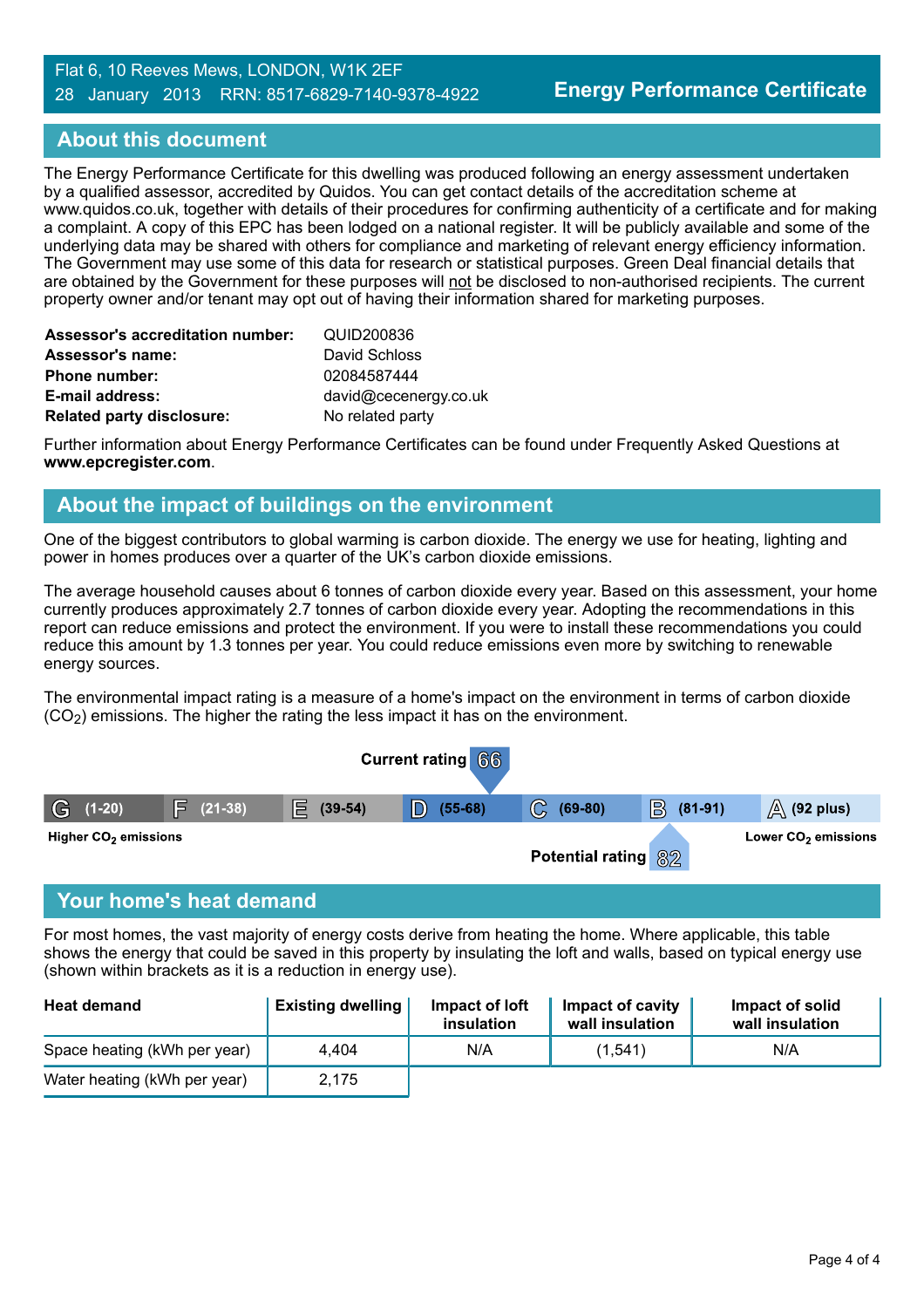Flat 6, 10 Reeves Mews, LONDON, W1K 2EF
28 January 2013 RRN: 8517-6829-7140-9378-4922

**Energy Performance Certificate**

## About this document

The Energy Performance Certificate for this dwelling was produced following an energy assessment undertaken by a qualified assessor, accredited by Quidos. You can get contact details of the accreditation scheme at www.quidos.co.uk, together with details of their procedures for confirming authenticity of a certificate and for making a complaint. A copy of this EPC has been lodged on a national register. It will be publicly available and some of the underlying data may be shared with others for compliance and marketing of relevant energy efficiency information. The Government may use some of this data for research or statistical purposes. Green Deal financial details that are obtained by the Government for these purposes will not be disclosed to non-authorised recipients. The current property owner and/or tenant may opt out of having their information shared for marketing purposes.

| | |
|---|---|
| **Assessor's accreditation number:** | QUID200836 |
| **Assessor's name:** | David Schloss |
| **Phone number:** | 02084587444 |
| **E-mail address:** | david@cecenergy.co.uk |
| **Related party disclosure:** | No related party |

Further information about Energy Performance Certificates can be found under Frequently Asked Questions at **www.epcregister.com**.

## About the impact of buildings on the environment

One of the biggest contributors to global warming is carbon dioxide. The energy we use for heating, lighting and power in homes produces over a quarter of the UK's carbon dioxide emissions.

The average household causes about 6 tonnes of carbon dioxide every year. Based on this assessment, your home currently produces approximately 2.7 tonnes of carbon dioxide every year. Adopting the recommendations in this report can reduce emissions and protect the environment. If you were to install these recommendations you could reduce this amount by 1.3 tonnes per year. You could reduce emissions even more by switching to renewable energy sources.

The environmental impact rating is a measure of a home's impact on the environment in terms of carbon dioxide ($CO_2$) emissions. The higher the rating the less impact it has on the environment.

Current rating 66

G (1-20) F (21-38) E (39-54) D (55-68) C (69-80) B (81-91) A (92 plus)

Higher $CO_2$ emissions

Lower $CO_2$ emissions

Potential rating 82

## Your home's heat demand

For most homes, the vast majority of energy costs derive from heating the home. Where applicable, this table shows the energy that could be saved in this property by insulating the loft and walls, based on typical energy use (shown within brackets as it is a reduction in energy use).

| Heat demand | Existing dwelling | Impact of loft insulation | Impact of cavity wall insulation | Impact of solid wall insulation |
|---|---|---|---|---|
| Space heating (kWh per year) | 4,404 | N/A | (1,541) | N/A |
| Water heating (kWh per year) | 2,175 | | | |